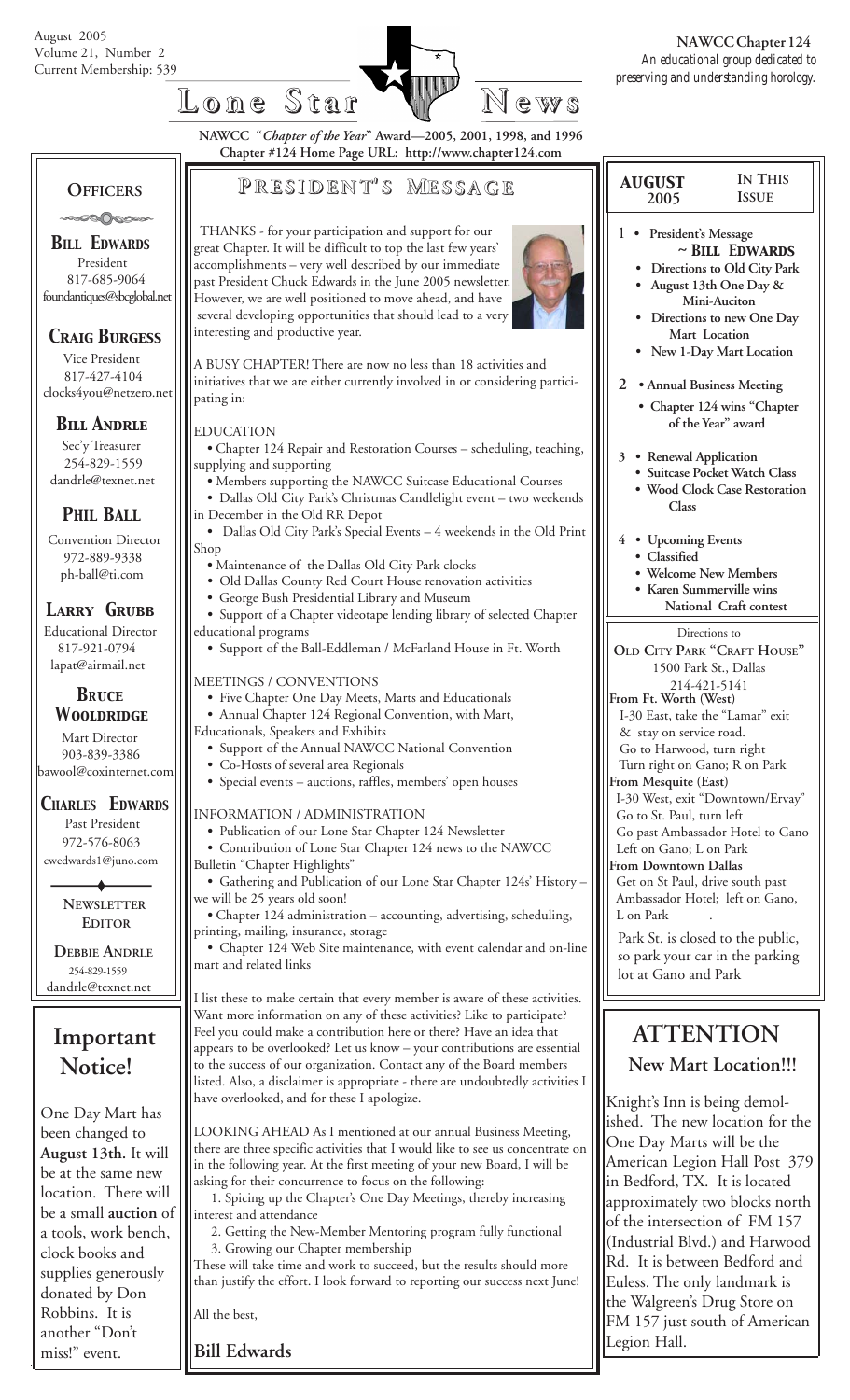August 2005
Volume 21, Number 2
Current Membership: 539

# Lone Star News

**NAWCC Chapter 124**
*An educational group dedicated to preserving and understanding horology.*

NAWCC "*Chapter of the Year*" Award—2005, 2001, 1998, and 1996
Chapter #124 Home Page URL: http://www.chapter124.com

## Officers

**BILL EDWARDS**
President
817-685-9064
foundantiques@sbcglobal.net

**CRAIG BURGESS**
Vice President
817-427-4104
clocks4you@netzero.net

**BILL ANDRLE**
Sec'y Treasurer
254-829-1559
dandrle@texnet.net

**PHIL BALL**
Convention Director
972-889-9338
ph-ball@ti.com

**LARRY GRUBB**
Educational Director
817-921-0794
lapat@airmail.net

**BRUCE WOOLDRIDGE**
Mart Director
903-839-3386
bawool@coxinternet.com

**CHARLES EDWARDS**
Past President
972-576-8063
cwedwards1@juno.com

**NEWSLETTER EDITOR**

**DEBBIE ANDRLE**
254-829-1559
dandrle@texnet.net

## Important Notice!

One Day Mart has been changed to **August 13th.** It will be at the same new location. There will be a small **auction** of a tools, work bench, clock books and supplies generously donated by Don Robbins. It is another "Don't miss!" event.

## President's Message

THANKS - for your participation and support for our great Chapter. It will be difficult to top the last few years' accomplishments – very well described by our immediate past President Chuck Edwards in the June 2005 newsletter. However, we are well positioned to move ahead, and have several developing opportunities that should lead to a very interesting and productive year.

A BUSY CHAPTER! There are now no less than 18 activities and initiatives that we are either currently involved in or considering participating in:

EDUCATION
- Chapter 124 Repair and Restoration Courses – scheduling, teaching, supplying and supporting
- Members supporting the NAWCC Suitcase Educational Courses
- Dallas Old City Park's Christmas Candlelight event – two weekends in December in the Old RR Depot
- Dallas Old City Park's Special Events – 4 weekends in the Old Print Shop
- Maintenance of the Dallas Old City Park clocks
- Old Dallas County Red Court House renovation activities
- George Bush Presidential Library and Museum
- Support of a Chapter videotape lending library of selected Chapter educational programs
- Support of the Ball-Eddleman / McFarland House in Ft. Worth

MEETINGS / CONVENTIONS
- Five Chapter One Day Meets, Marts and Educationals
- Annual Chapter 124 Regional Convention, with Mart, Educationals, Speakers and Exhibits
- Support of the Annual NAWCC National Convention
- Co-Hosts of several area Regionals
- Special events – auctions, raffles, members' open houses

INFORMATION / ADMINISTRATION
- Publication of our Lone Star Chapter 124 Newsletter
- Contribution of Lone Star Chapter 124 news to the NAWCC Bulletin "Chapter Highlights"
- Gathering and Publication of our Lone Star Chapter 124s' History – we will be 25 years old soon!
- Chapter 124 administration – accounting, advertising, scheduling, printing, mailing, insurance, storage
- Chapter 124 Web Site maintenance, with event calendar and on-line mart and related links

I list these to make certain that every member is aware of these activities. Want more information on any of these activities? Like to participate? Feel you could make a contribution here or there? Have an idea that appears to be overlooked? Let us know – your contributions are essential to the success of our organization. Contact any of the Board members listed. Also, a disclaimer is appropriate - there are undoubtedly activities I have overlooked, and for these I apologize.

LOOKING AHEAD As I mentioned at our annual Business Meeting, there are three specific activities that I would like to see us concentrate on in the following year. At the first meeting of your new Board, I will be asking for their concurrence to focus on the following:

1. Spicing up the Chapter's One Day Meetings, thereby increasing interest and attendance
2. Getting the New-Member Mentoring program fully functional
3. Growing our Chapter membership

These will take time and work to succeed, but the results should more than justify the effort. I look forward to reporting our success next June!

All the best,

**Bill Edwards**

## August 2005 — In This Issue

1
- President's Message ~ **BILL EDWARDS**
- Directions to Old City Park
- August 13th One Day & Mini-Auciton
- Directions to new One Day Mart Location
- New 1-Day Mart Location

2
- Annual Business Meeting
- Chapter 124 wins "Chapter of the Year" award

3
- Renewal Application
- Suitcase Pocket Watch Class
- Wood Clock Case Restoration Class

4
- Upcoming Events
- Classified
- Welcome New Members
- Karen Summerville wins National Craft contest

Directions to
**OLD CITY PARK "CRAFT HOUSE"**
1500 Park St., Dallas
214-421-5141

**From Ft. Worth (West)**
I-30 East, take the "Lamar" exit & stay on service road.
Go to Harwood, turn right
Turn right on Gano; R on Park

**From Mesquite (East)**
I-30 West, exit "Downtown/Ervay"
Go to St. Paul, turn left
Go past Ambassador Hotel to Gano
Left on Gano; L on Park

**From Downtown Dallas**
Get on St Paul, drive south past Ambassador Hotel; left on Gano, L on Park

Park St. is closed to the public, so park your car in the parking lot at Gano and Park

## ATTENTION
### New Mart Location!!!

Knight's Inn is being demolished. The new location for the One Day Marts will be the American Legion Hall Post 379 in Bedford, TX. It is located approximately two blocks north of the intersection of FM 157 (Industrial Blvd.) and Harwood Rd. It is between Bedford and Euless. The only landmark is the Walgreen's Drug Store on FM 157 just south of American Legion Hall.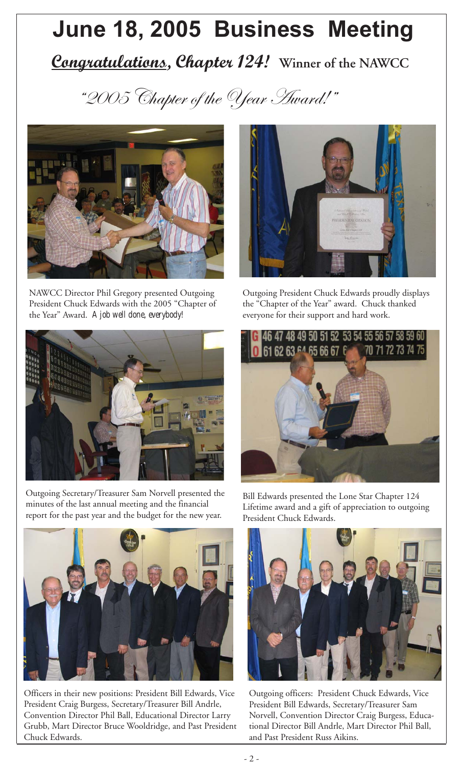# June 18, 2005 Business Meeting

## ***Congratulations, Chapter 124!*** **Winner of the NAWCC**

## *"2005 Chapter of the Year Award!"*

NAWCC Director Phil Gregory presented Outgoing President Chuck Edwards with the 2005 "Chapter of the Year" Award. *A job well done, everybody!*

Outgoing President Chuck Edwards proudly displays the "Chapter of the Year" award. Chuck thanked everyone for their support and hard work.

Outgoing Secretary/Treasurer Sam Norvell presented the minutes of the last annual meeting and the financial report for the past year and the budget for the new year.

Bill Edwards presented the Lone Star Chapter 124 Lifetime award and a gift of appreciation to outgoing President Chuck Edwards.

Officers in their new positions: President Bill Edwards, Vice President Craig Burgess, Secretary/Treasurer Bill Andrle, Convention Director Phil Ball, Educational Director Larry Grubb, Mart Director Bruce Wooldridge, and Past President Chuck Edwards.

Outgoing officers: President Chuck Edwards, Vice President Bill Edwards, Secretary/Treasurer Sam Norvell, Convention Director Craig Burgess, Educational Director Bill Andrle, Mart Director Phil Ball, and Past President Russ Aikins.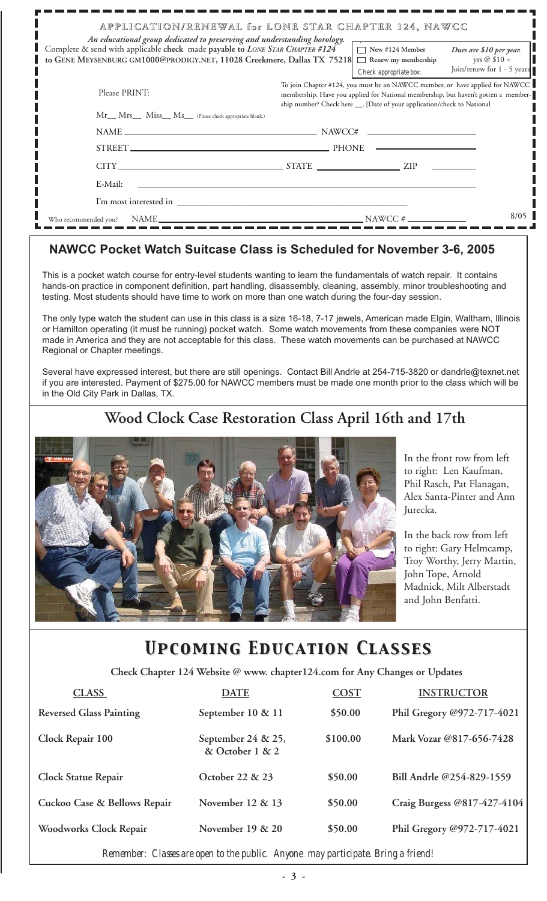## APPLICATION/RENEWAL for LONE STAR CHAPTER 124, NAWCC

*An educational group dedicated to preserving and understanding horology.*

Complete & send with applicable **check** made **payable to** *LONE STAR CHAPTER #124* **to GENE MEYSENBURG GM1000@PRODIGY.NET, 11028 Creekmere, Dallas TX 75218**

☐ New #124 Member
☐ Renew my membership
Check appropriate box:

*Dues are $10 per year.*
yrs @ $10 =
Join/renew for 1 - 5 years

Please PRINT:

To join Chapter #124, you must be an NAWCC member, or have applied for NAWCC membership. Have you applied for National membership, but haven't gotten a membership number? Check here __, [Date of your application/check to National

Mr__ Mrs__ Miss__ Ms__ (Please check appropriate blank.)

NAME ______________________ NAWCC# ______________

STREET ______________________ PHONE ______________

CITY ______________ STATE ______________ ZIP ________

E-Mail: ______________________________

I'm most interested in ______________________________

Who recommended you? NAME ______________________ NAWCC # ______________

8/05

## NAWCC Pocket Watch Suitcase Class is Scheduled for November 3-6, 2005

This is a pocket watch course for entry-level students wanting to learn the fundamentals of watch repair. It contains hands-on practice in component definition, part handling, disassembly, cleaning, assembly, minor troubleshooting and testing. Most students should have time to work on more than one watch during the four-day session.

The only type watch the student can use in this class is a size 16-18, 7-17 jewels, American made Elgin, Waltham, Illinois or Hamilton operating (it must be running) pocket watch. Some watch movements from these companies were NOT made in America and they are not acceptable for this class. These watch movements can be purchased at NAWCC Regional or Chapter meetings.

Several have expressed interest, but there are still openings. Contact Bill Andrle at 254-715-3820 or dandrle@texnet.net if you are interested. Payment of $275.00 for NAWCC members must be made one month prior to the class which will be in the Old City Park in Dallas, TX.

## Wood Clock Case Restoration Class April 16th and 17th

In the front row from left to right: Len Kaufman, Phil Rasch, Pat Flanagan, Alex Santa-Pinter and Ann Jurecka.

In the back row from left to right: Gary Helmcamp, Troy Worthy, Jerry Martin, John Tope, Arnold Madnick, Milt Alberstadt and John Benfatti.

# *UPCOMING EDUCATION CLASSES*

**Check Chapter 124 Website @ www. chapter124.com for Any Changes or Updates**

| CLASS | DATE | COST | INSTRUCTOR |
|---|---|---|---|
| **Reversed Glass Painting** | **September 10 & 11** | **$50.00** | **Phil Gregory @972-717-4021** |
| **Clock Repair 100** | **September 24 & 25, & October 1 & 2** | **$100.00** | **Mark Vozar @817-656-7428** |
| **Clock Statue Repair** | **October 22 & 23** | **$50.00** | **Bill Andrle @254-829-1559** |
| **Cuckoo Case & Bellows Repair** | **November 12 & 13** | **$50.00** | **Craig Burgess @817-427-4104** |
| **Woodworks Clock Repair** | **November 19 & 20** | **$50.00** | **Phil Gregory @972-717-4021** |

*Remember: Classes are open to the public. Anyone may participate. Bring a friend!*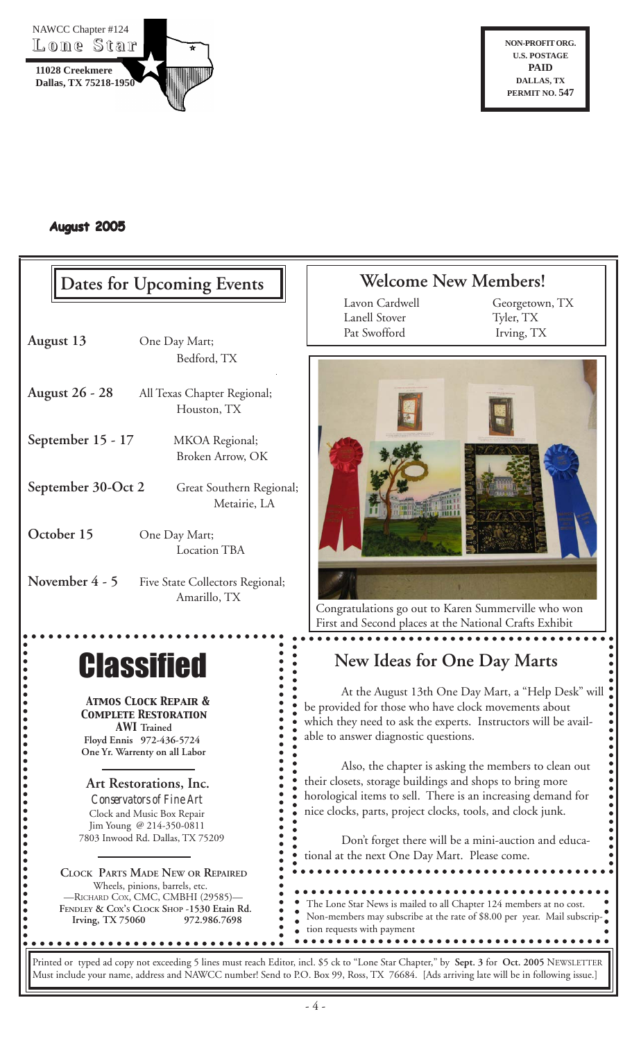NAWCC Chapter #124
Lone Star
11028 Creekmere
Dallas, TX 75218-1950

NON-PROFIT ORG.
U.S. POSTAGE
PAID
DALLAS, TX
PERMIT NO. 547

**August 2005**

## Dates for Upcoming Events

| | |
|---|---|
| **August 13** | One Day Mart; Bedford, TX |
| **August 26 - 28** | All Texas Chapter Regional; Houston, TX |
| **September 15 - 17** | MKOA Regional; Broken Arrow, OK |
| **September 30-Oct 2** | Great Southern Regional; Metairie, LA |
| **October 15** | One Day Mart; Location TBA |
| **November 4 - 5** | Five State Collectors Regional; Amarillo, TX |

## Welcome New Members!

| | |
|---|---|
| Lavon Cardwell | Georgetown, TX |
| Lanell Stover | Tyler, TX |
| Pat Swofford | Irving, TX |

Congratulations go out to Karen Summerville who won First and Second places at the National Crafts Exhibit

# Classified

**ATMOS CLOCK REPAIR & COMPLETE RESTORATION**
**AWI Trained**
**Floyd Ennis 972-436-5724**
**One Yr. Warrenty on all Labor**

**Art Restorations, Inc.**
*Conservators of Fine Art*
Clock and Music Box Repair
Jim Young @ 214-350-0811
7803 Inwood Rd. Dallas, TX 75209

**CLOCK PARTS MADE NEW OR REPAIRED**
Wheels, pinions, barrels, etc.
—RICHARD COX, CMC, CMBHI (29585)—
**FENDLEY & COX'S CLOCK SHOP -1530 Etain Rd.**
**Irving, TX 75060 972.986.7698**

## New Ideas for One Day Marts

At the August 13th One Day Mart, a "Help Desk" will be provided for those who have clock movements about which they need to ask the experts. Instructors will be available to answer diagnostic questions.

Also, the chapter is asking the members to clean out their closets, storage buildings and shops to bring more horological items to sell. There is an increasing demand for nice clocks, parts, project clocks, tools, and clock junk.

Don't forget there will be a mini-auction and educational at the next One Day Mart. Please come.

The Lone Star News is mailed to all Chapter 124 members at no cost. Non-members may subscribe at the rate of $8.00 per year. Mail subscription requests with payment

Printed or typed ad copy not exceeding 5 lines must reach Editor, incl. $5 ck to "Lone Star Chapter," by **Sept. 3** for **Oct. 2005** NEWSLETTER Must include your name, address and NAWCC number! Send to P.O. Box 99, Ross, TX 76684. [Ads arriving late will be in following issue.]